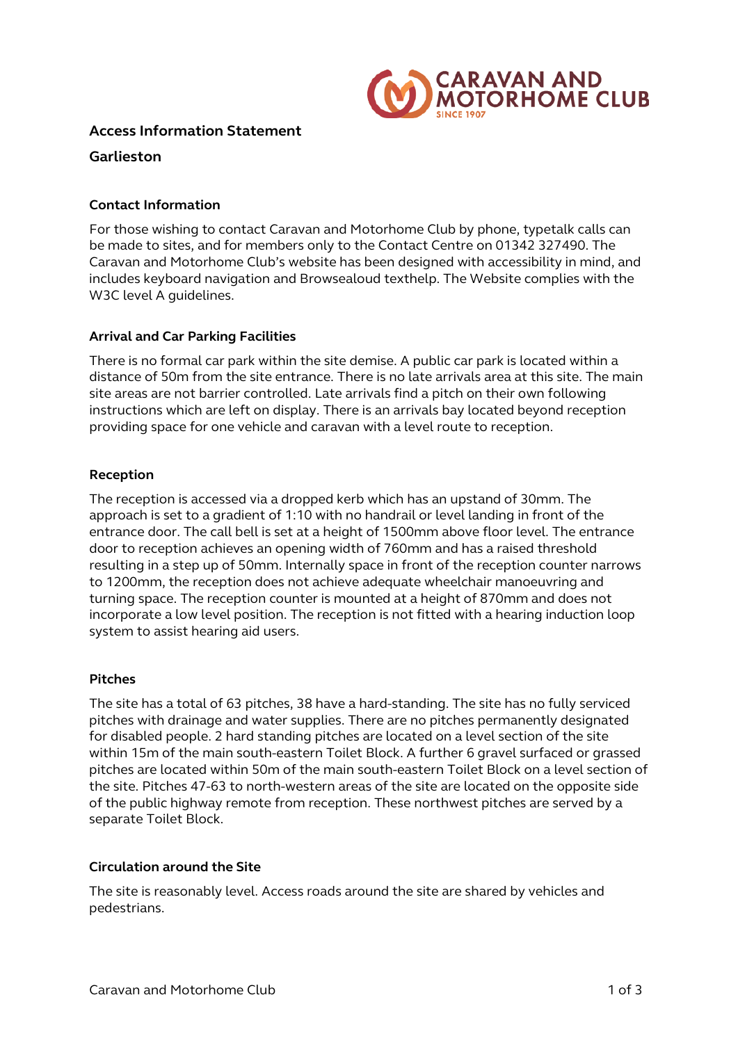# Access Information Statement

## Garlieston

### Contact Information

For those wishing to contact Caravan and Motorhome Club by phone, typetalk calls can be made to sites, and for members only to the Contact Centre on 01342 327490. The Caravan and Motorhome Club's website has been designed with accessibility in mind, and includes keyboard navigation and Browsealoud texthelp. The Website complies with the W3C level A guidelines.

### Arrival and Car Parking Facilities

There is no formal car park within the site demise. A public car park is located within a distance of 50m from the site entrance. There is no late arrivals area at this site. The main site areas are not barrier controlled. Late arrivals find a pitch on their own following instructions which are left on display. There is an arrivals bay located beyond reception providing space for one vehicle and caravan with a level route to reception.

### Reception

The reception is accessed via a dropped kerb which has an upstand of 30mm. The approach is set to a gradient of 1:10 with no handrail or level landing in front of the entrance door. The call bell is set at a height of 1500mm above floor level. The entrance door to reception achieves an opening width of 760mm and has a raised threshold resulting in a step up of 50mm. Internally space in front of the reception counter narrows to 1200mm, the reception does not achieve adequate wheelchair manoeuvring and turning space. The reception counter is mounted at a height of 870mm and does not incorporate a low level position. The reception is not fitted with a hearing induction loop system to assist hearing aid users.

### Pitches

The site has a total of 63 pitches, 38 have a hard-standing. The site has no fully serviced pitches with drainage and water supplies. There are no pitches permanently designated for disabled people. 2 hard standing pitches are located on a level section of the site within 15m of the main south-eastern Toilet Block. A further 6 gravel surfaced or grassed pitches are located within 50m of the main south-eastern Toilet Block on a level section of the site. Pitches 47-63 to north-western areas of the site are located on the opposite side of the public highway remote from reception. These northwest pitches are served by a separate Toilet Block.

### Circulation around the Site

The site is reasonably level. Access roads around the site are shared by vehicles and pedestrians.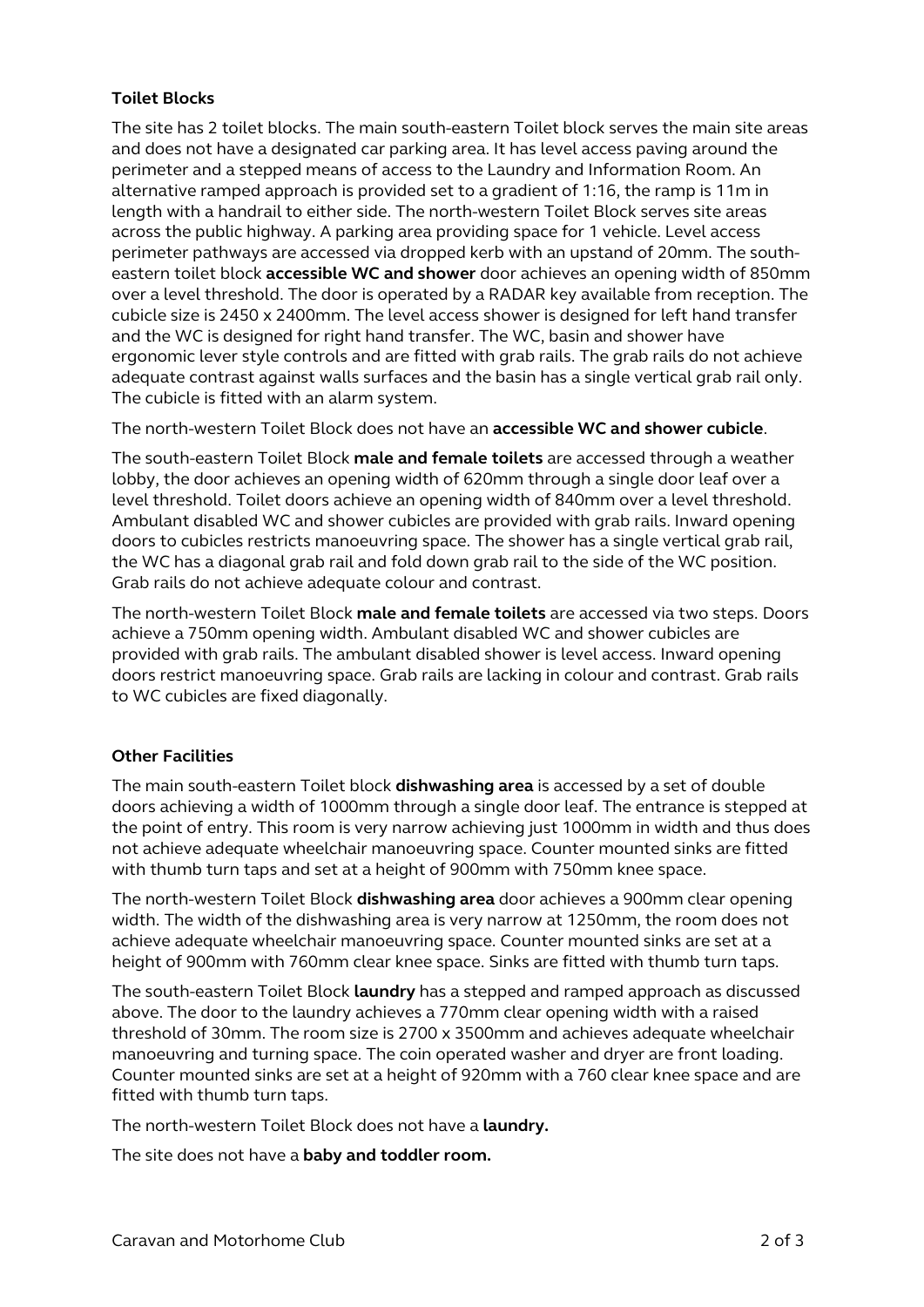**Toilet Blocks**

The site has 2 toilet blocks. The main south-eastern Toilet block serves the main site areas and does not have a designated car parking area. It has level access paving around the perimeter and a stepped means of access to the Laundry and Information Room. An alternative ramped approach is provided set to a gradient of 1:16, the ramp is 11m in length with a handrail to either side. The north-western Toilet Block serves site areas across the public highway. A parking area providing space for 1 vehicle. Level access perimeter pathways are accessed via dropped kerb with an upstand of 20mm. The south-eastern toilet block **accessible WC and shower** door achieves an opening width of 850mm over a level threshold. The door is operated by a RADAR key available from reception. The cubicle size is 2450 x 2400mm. The level access shower is designed for left hand transfer and the WC is designed for right hand transfer. The WC, basin and shower have ergonomic lever style controls and are fitted with grab rails. The grab rails do not achieve adequate contrast against walls surfaces and the basin has a single vertical grab rail only. The cubicle is fitted with an alarm system.

The north-western Toilet Block does not have an **accessible WC and shower cubicle**.

The south-eastern Toilet Block **male and female toilets** are accessed through a weather lobby, the door achieves an opening width of 620mm through a single door leaf over a level threshold. Toilet doors achieve an opening width of 840mm over a level threshold. Ambulant disabled WC and shower cubicles are provided with grab rails. Inward opening doors to cubicles restricts manoeuvring space. The shower has a single vertical grab rail, the WC has a diagonal grab rail and fold down grab rail to the side of the WC position. Grab rails do not achieve adequate colour and contrast.

The north-western Toilet Block **male and female toilets** are accessed via two steps. Doors achieve a 750mm opening width. Ambulant disabled WC and shower cubicles are provided with grab rails. The ambulant disabled shower is level access. Inward opening doors restrict manoeuvring space. Grab rails are lacking in colour and contrast. Grab rails to WC cubicles are fixed diagonally.

**Other Facilities**

The main south-eastern Toilet block **dishwashing area** is accessed by a set of double doors achieving a width of 1000mm through a single door leaf. The entrance is stepped at the point of entry. This room is very narrow achieving just 1000mm in width and thus does not achieve adequate wheelchair manoeuvring space. Counter mounted sinks are fitted with thumb turn taps and set at a height of 900mm with 750mm knee space.

The north-western Toilet Block **dishwashing area** door achieves a 900mm clear opening width. The width of the dishwashing area is very narrow at 1250mm, the room does not achieve adequate wheelchair manoeuvring space. Counter mounted sinks are set at a height of 900mm with 760mm clear knee space. Sinks are fitted with thumb turn taps.

The south-eastern Toilet Block **laundry** has a stepped and ramped approach as discussed above. The door to the laundry achieves a 770mm clear opening width with a raised threshold of 30mm. The room size is 2700 x 3500mm and achieves adequate wheelchair manoeuvring and turning space. The coin operated washer and dryer are front loading. Counter mounted sinks are set at a height of 920mm with a 760 clear knee space and are fitted with thumb turn taps.

The north-western Toilet Block does not have a **laundry.**

The site does not have a **baby and toddler room.**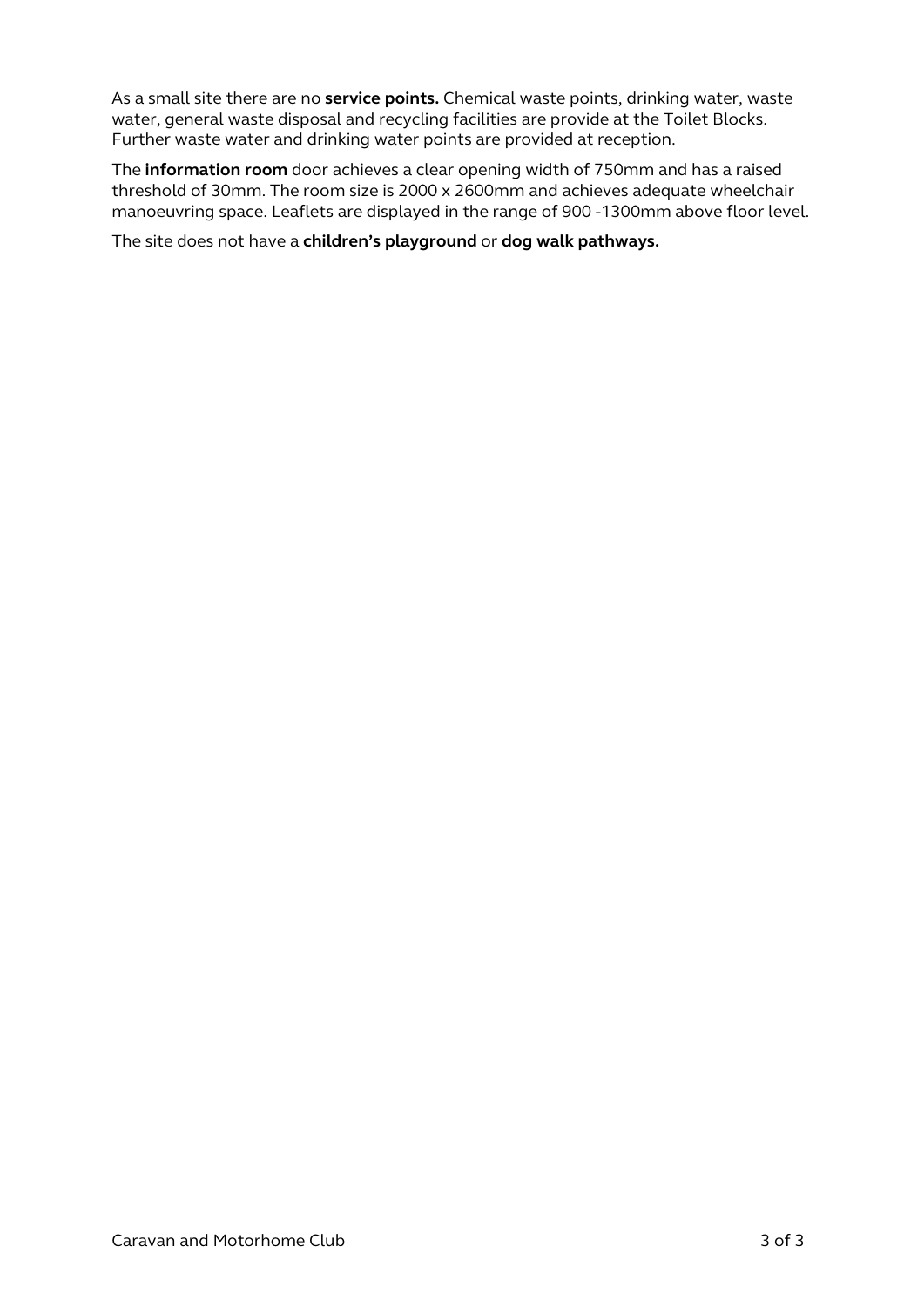As a small site there are no **service points.** Chemical waste points, drinking water, waste water, general waste disposal and recycling facilities are provide at the Toilet Blocks. Further waste water and drinking water points are provided at reception.

The **information room** door achieves a clear opening width of 750mm and has a raised threshold of 30mm. The room size is 2000 x 2600mm and achieves adequate wheelchair manoeuvring space. Leaflets are displayed in the range of 900 -1300mm above floor level.

The site does not have a **children's playground** or **dog walk pathways.**